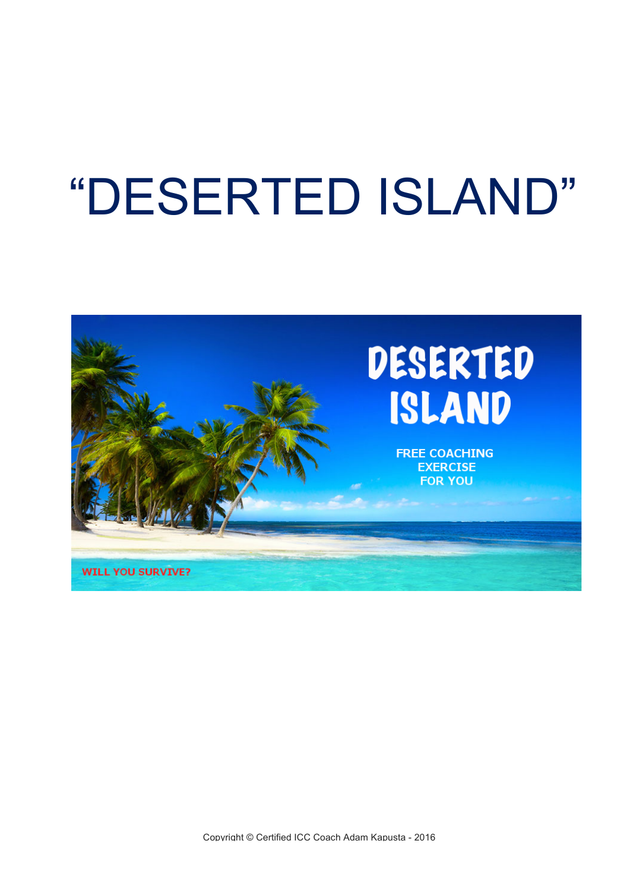# "DESERTED ISLAND"

DESERTED ISLAND

FREE COACHING EXERCISE FOR YOU

WILL YOU SURVIVE?

Copyright © Certified ICC Coach Adam Kapusta - 2016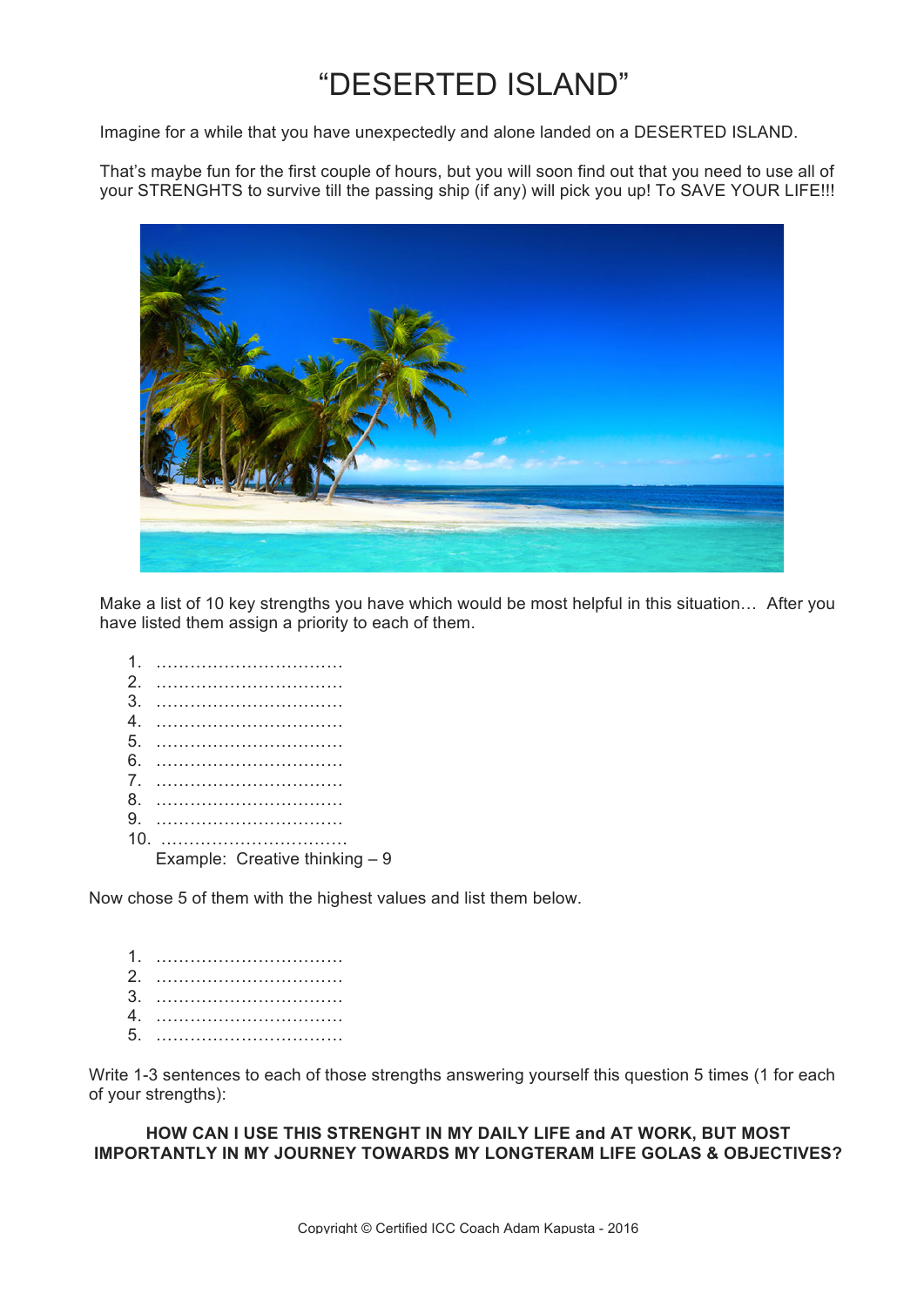# "DESERTED ISLAND"

Imagine for a while that you have unexpectedly and alone landed on a DESERTED ISLAND.

That's maybe fun for the first couple of hours, but you will soon find out that you need to use all of your STRENGHTS to survive till the passing ship (if any) will pick you up! To SAVE YOUR LIFE!!!

Make a list of 10 key strengths you have which would be most helpful in this situation… After you have listed them assign a priority to each of them.

1. ……………………………
2. ……………………………
3. ……………………………
4. ……………………………
5. ……………………………
6. ……………………………
7. ……………………………
8. ……………………………
9. ……………………………
10. ……………………………

Example: Creative thinking – 9

Now chose 5 of them with the highest values and list them below.

1. ……………………………
2. ……………………………
3. ……………………………
4. ……………………………
5. ……………………………

Write 1-3 sentences to each of those strengths answering yourself this question 5 times (1 for each of your strengths):

**HOW CAN I USE THIS STRENGHT IN MY DAILY LIFE and AT WORK, BUT MOST IMPORTANTLY IN MY JOURNEY TOWARDS MY LONGTERAM LIFE GOLAS & OBJECTIVES?**

Copyright © Certified ICC Coach Adam Kapusta - 2016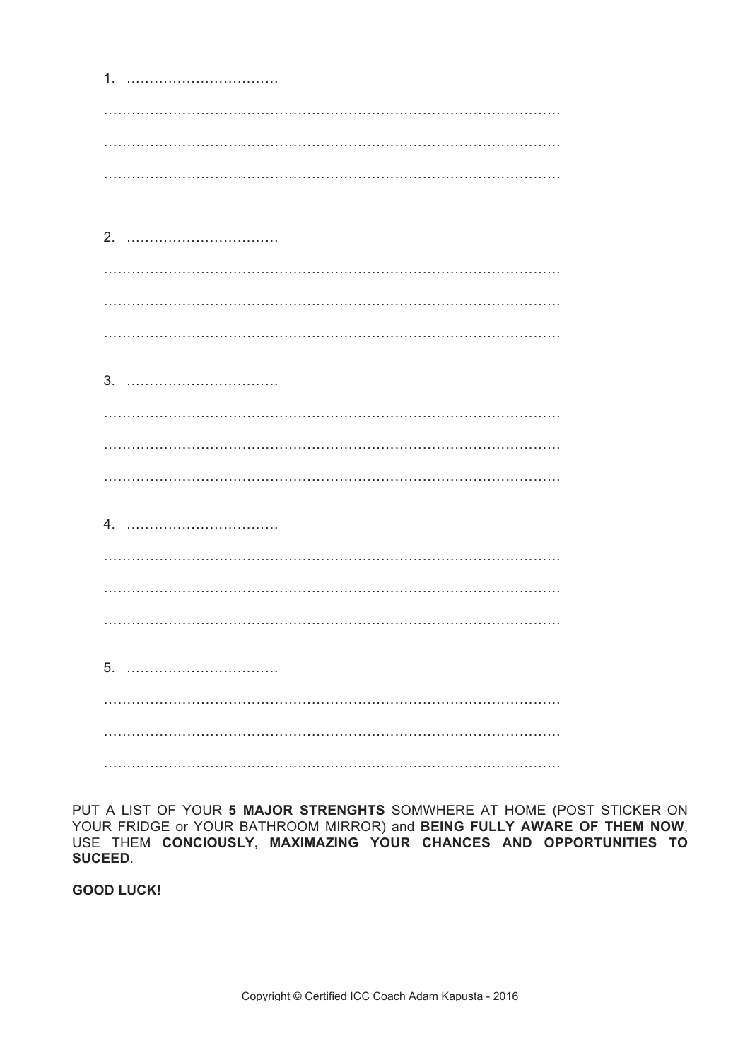1. ……………………………

………………………………………………………………………………………

………………………………………………………………………………………

………………………………………………………………………………………

2. ……………………………

………………………………………………………………………………………

………………………………………………………………………………………

………………………………………………………………………………………

3. ……………………………

………………………………………………………………………………………

………………………………………………………………………………………

………………………………………………………………………………………

4. ……………………………

………………………………………………………………………………………

………………………………………………………………………………………

………………………………………………………………………………………

5. ……………………………

………………………………………………………………………………………

………………………………………………………………………………………

………………………………………………………………………………………

PUT A LIST OF YOUR **5 MAJOR STRENGHTS** SOMWHERE AT HOME (POST STICKER ON YOUR FRIDGE or YOUR BATHROOM MIRROR) and **BEING FULLY AWARE OF THEM NOW**, USE THEM **CONCIOUSLY, MAXIMAZING YOUR CHANCES AND OPPORTUNITIES TO SUCEED**.

**GOOD LUCK!**

Copyright © Certified ICC Coach Adam Kapusta - 2016